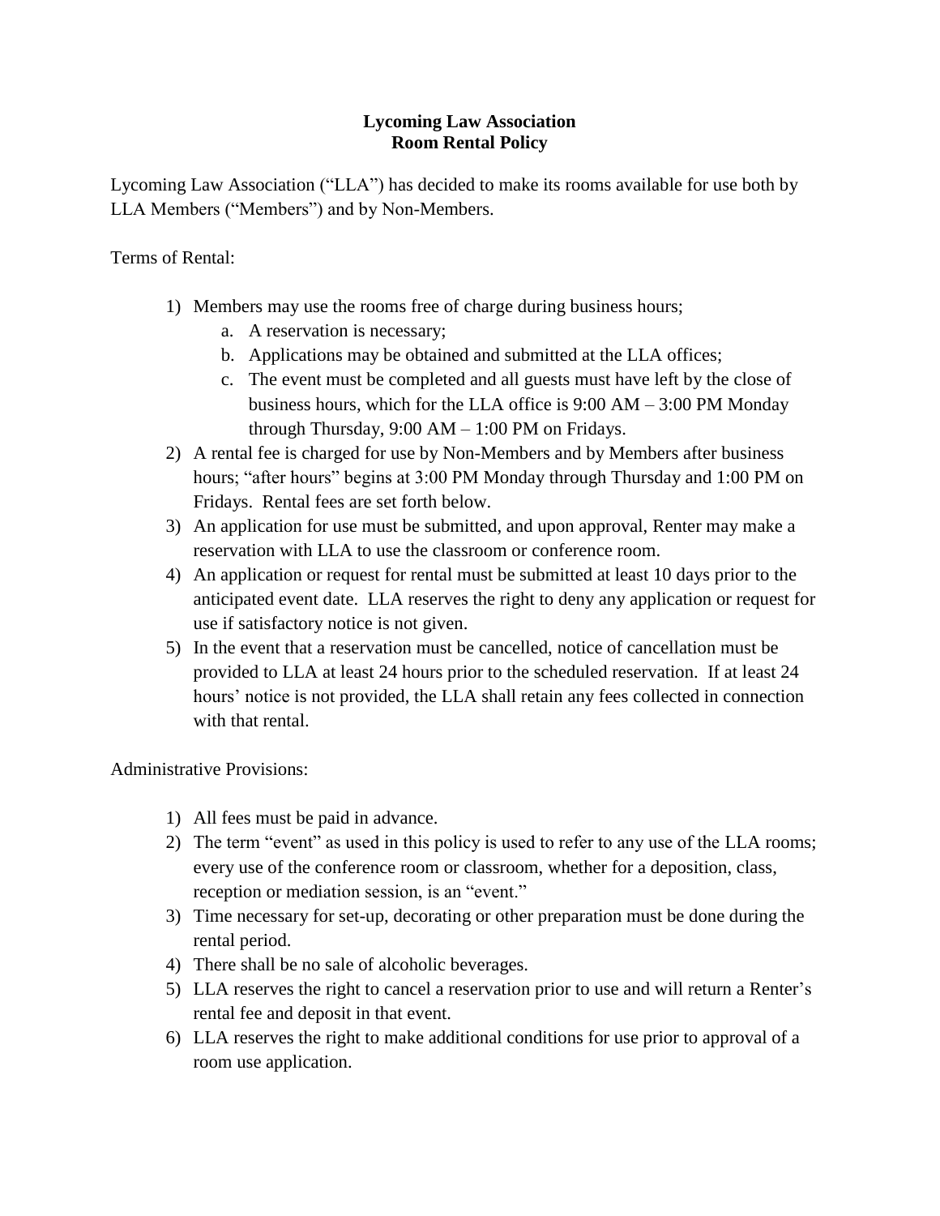# Lycoming Law Association
## Room Rental Policy

Lycoming Law Association ("LLA") has decided to make its rooms available for use both by LLA Members ("Members") and by Non-Members.

Terms of Rental:

1) Members may use the rooms free of charge during business hours;
    a. A reservation is necessary;
    b. Applications may be obtained and submitted at the LLA offices;
    c. The event must be completed and all guests must have left by the close of business hours, which for the LLA office is 9:00 AM – 3:00 PM Monday through Thursday, 9:00 AM – 1:00 PM on Fridays.
2) A rental fee is charged for use by Non-Members and by Members after business hours; "after hours" begins at 3:00 PM Monday through Thursday and 1:00 PM on Fridays. Rental fees are set forth below.
3) An application for use must be submitted, and upon approval, Renter may make a reservation with LLA to use the classroom or conference room.
4) An application or request for rental must be submitted at least 10 days prior to the anticipated event date. LLA reserves the right to deny any application or request for use if satisfactory notice is not given.
5) In the event that a reservation must be cancelled, notice of cancellation must be provided to LLA at least 24 hours prior to the scheduled reservation. If at least 24 hours' notice is not provided, the LLA shall retain any fees collected in connection with that rental.

Administrative Provisions:

1) All fees must be paid in advance.
2) The term "event" as used in this policy is used to refer to any use of the LLA rooms; every use of the conference room or classroom, whether for a deposition, class, reception or mediation session, is an "event."
3) Time necessary for set-up, decorating or other preparation must be done during the rental period.
4) There shall be no sale of alcoholic beverages.
5) LLA reserves the right to cancel a reservation prior to use and will return a Renter's rental fee and deposit in that event.
6) LLA reserves the right to make additional conditions for use prior to approval of a room use application.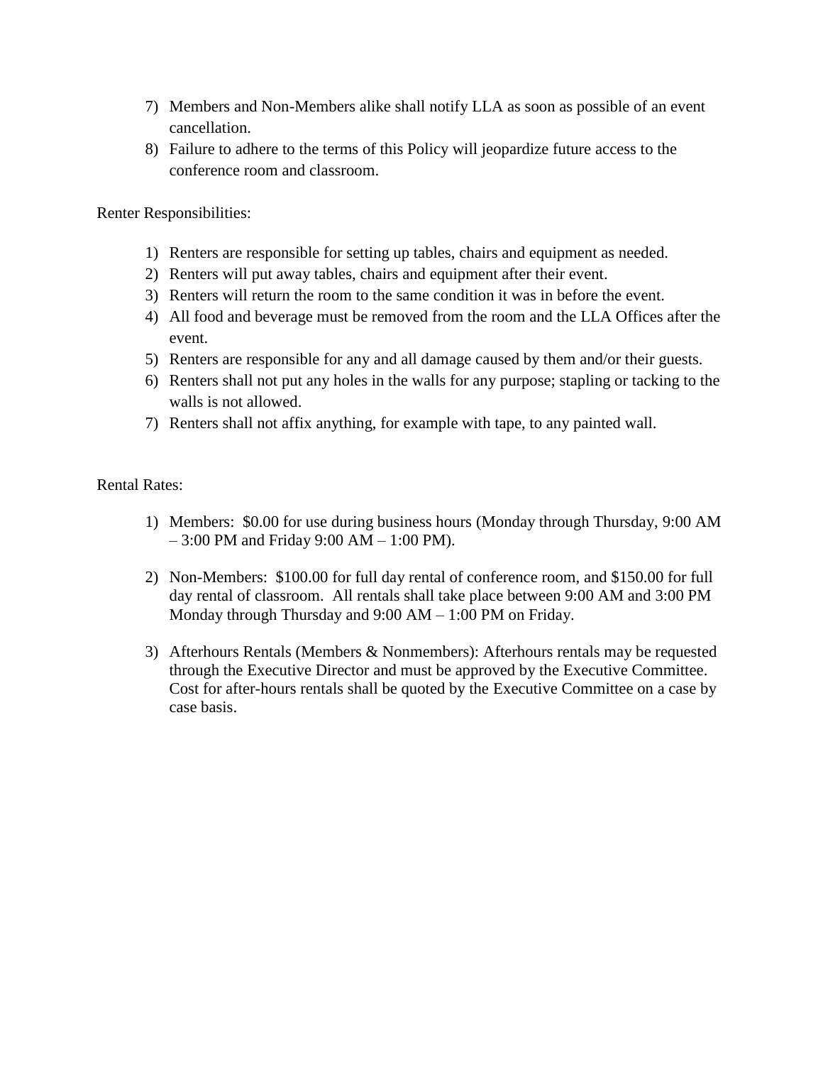7) Members and Non-Members alike shall notify LLA as soon as possible of an event cancellation.
8) Failure to adhere to the terms of this Policy will jeopardize future access to the conference room and classroom.

Renter Responsibilities:

1) Renters are responsible for setting up tables, chairs and equipment as needed.
2) Renters will put away tables, chairs and equipment after their event.
3) Renters will return the room to the same condition it was in before the event.
4) All food and beverage must be removed from the room and the LLA Offices after the event.
5) Renters are responsible for any and all damage caused by them and/or their guests.
6) Renters shall not put any holes in the walls for any purpose; stapling or tacking to the walls is not allowed.
7) Renters shall not affix anything, for example with tape, to any painted wall.

Rental Rates:

1) Members: $0.00 for use during business hours (Monday through Thursday, 9:00 AM – 3:00 PM and Friday 9:00 AM – 1:00 PM).

2) Non-Members: $100.00 for full day rental of conference room, and $150.00 for full day rental of classroom. All rentals shall take place between 9:00 AM and 3:00 PM Monday through Thursday and 9:00 AM – 1:00 PM on Friday.

3) Afterhours Rentals (Members & Nonmembers): Afterhours rentals may be requested through the Executive Director and must be approved by the Executive Committee. Cost for after-hours rentals shall be quoted by the Executive Committee on a case by case basis.